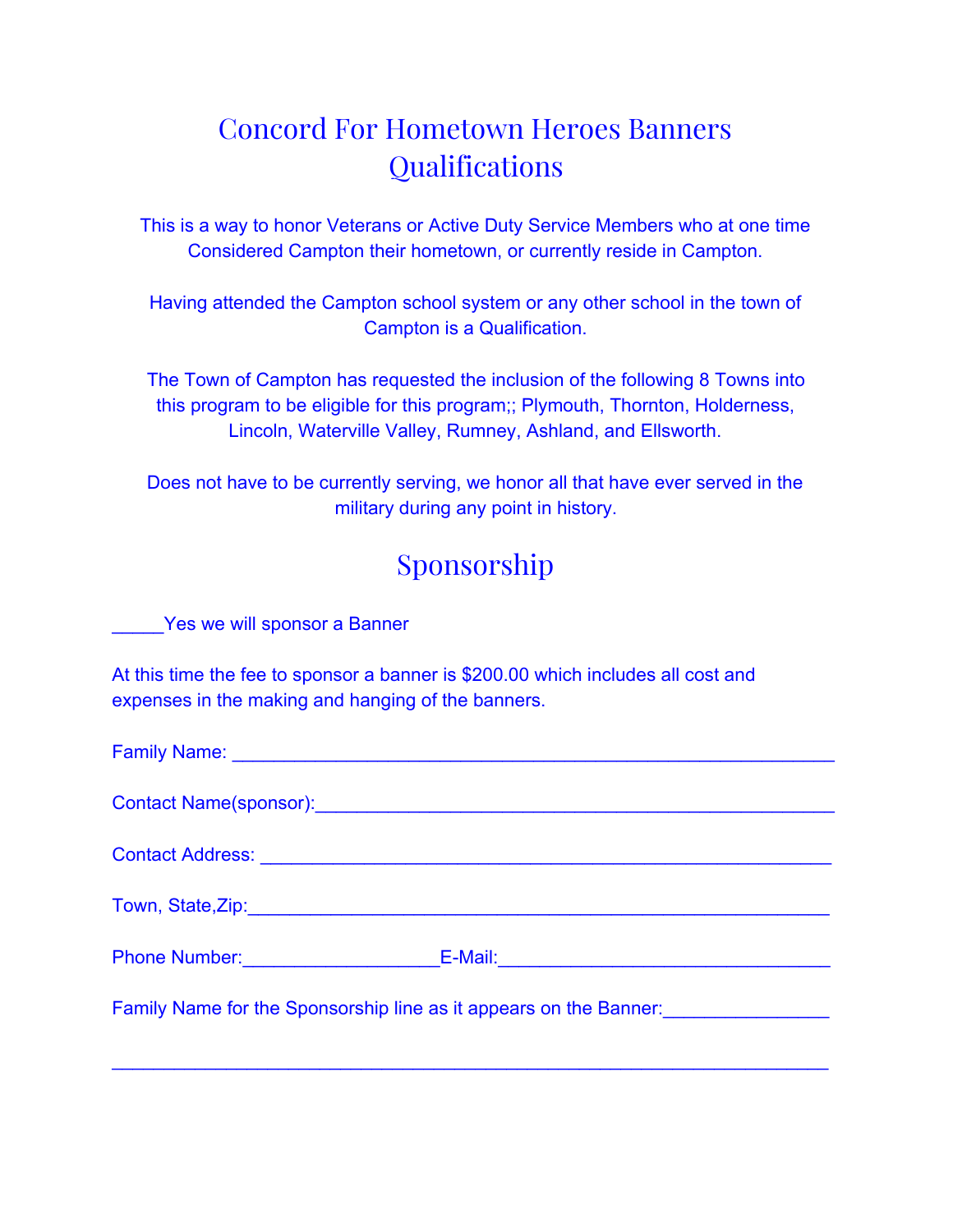# Concord For Hometown Heroes Banners Qualifications

This is a way to honor Veterans or Active Duty Service Members who at one time Considered Campton their hometown, or currently reside in Campton.

Having attended the Campton school system or any other school in the town of Campton is a Qualification.

The Town of Campton has requested the inclusion of the following 8 Towns into this program to be eligible for this program;; Plymouth, Thornton, Holderness, Lincoln, Waterville Valley, Rumney, Ashland, and Ellsworth.

Does not have to be currently serving, we honor all that have ever served in the military during any point in history.

## Sponsorship

_____Yes we will sponsor a Banner

At this time the fee to sponsor a banner is $200.00 which includes all cost and expenses in the making and hanging of the banners.

Family Name: ____________________________________________________

Contact Name(sponsor):_____________________________________________

Contact Address: __________________________________________________

Town, State,Zip:___________________________________________________

Phone Number:________________E-Mail:_____________________________

Family Name for the Sponsorship line as it appears on the Banner:_______________

_______________________________________________________________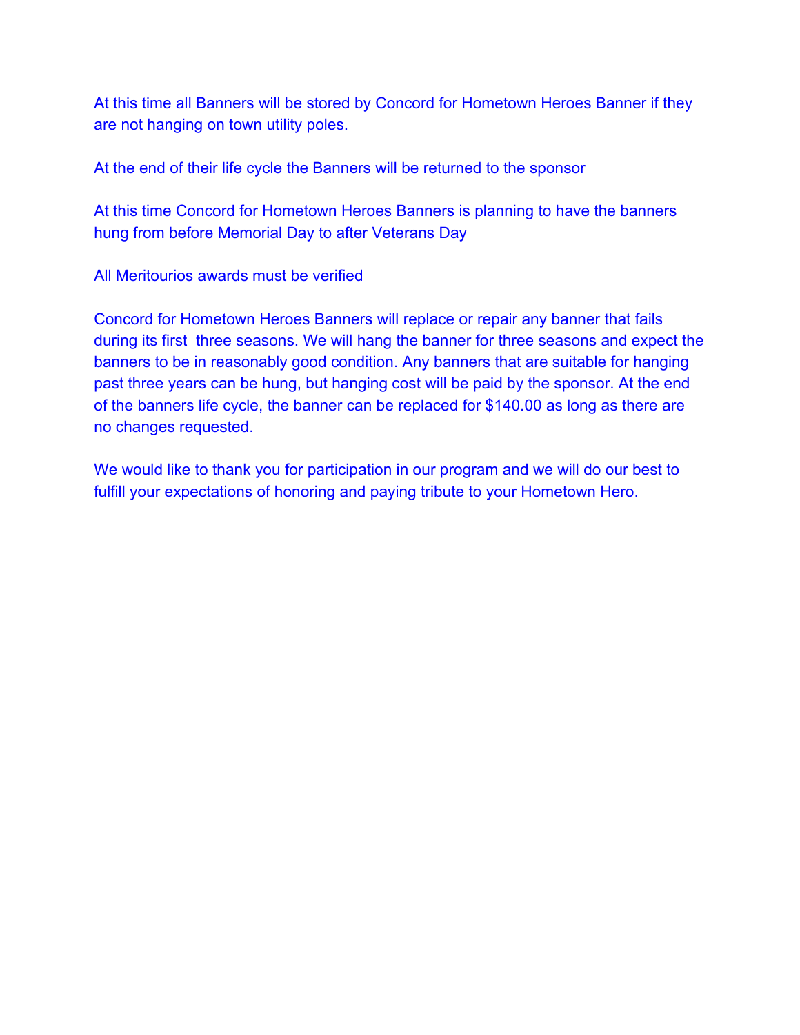At this time all Banners will be stored by Concord for Hometown Heroes Banner if they are not hanging on town utility poles.

At the end of their life cycle the Banners will be returned to the sponsor

At this time Concord for Hometown Heroes Banners is planning to have the banners hung from before Memorial Day to after Veterans Day

All Meritourios awards must be verified

Concord for Hometown Heroes Banners will replace or repair any banner that fails during its first three seasons. We will hang the banner for three seasons and expect the banners to be in reasonably good condition. Any banners that are suitable for hanging past three years can be hung, but hanging cost will be paid by the sponsor. At the end of the banners life cycle, the banner can be replaced for $140.00 as long as there are no changes requested.

We would like to thank you for participation in our program and we will do our best to fulfill your expectations of honoring and paying tribute to your Hometown Hero.